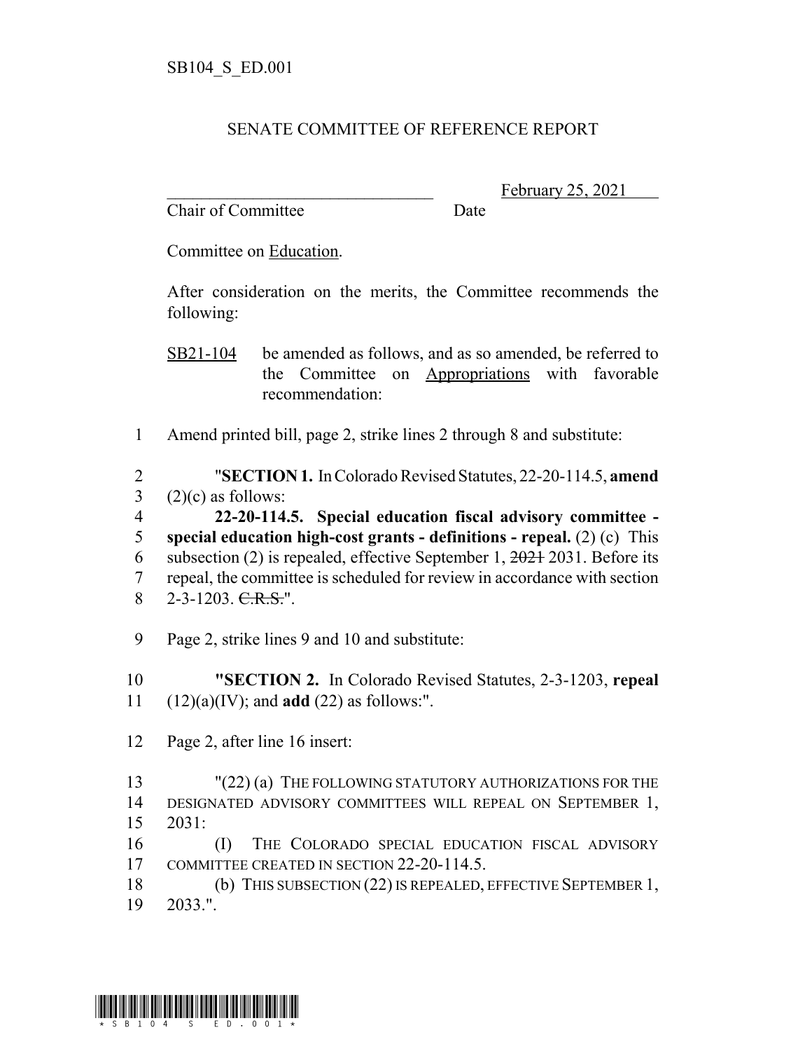SB104_S_ED.001

# SENATE COMMITTEE OF REFERENCE REPORT

\_\_\_\_\_\_\_\_\_\_\_\_\_\_\_\_\_\_\_\_\_\_\_\_\_\_\_\_\_\_\_\_ February 25, 2021
Chair of Committee Date

Committee on Education.

After consideration on the merits, the Committee recommends the following:

SB21-104 be amended as follows, and as so amended, be referred to the Committee on Appropriations with favorable recommendation:

1 Amend printed bill, page 2, strike lines 2 through 8 and substitute:

2 "**SECTION 1.** In Colorado Revised Statutes, 22-20-114.5, **amend**
3 (2)(c) as follows:
4 **22-20-114.5. Special education fiscal advisory committee -**
5 **special education high-cost grants - definitions - repeal.** (2) (c) This
6 subsection (2) is repealed, effective September 1, ~~2021~~ 2031. Before its
7 repeal, the committee is scheduled for review in accordance with section
8 2-3-1203. ~~C.R.S.~~".

9 Page 2, strike lines 9 and 10 and substitute:

10 "**SECTION 2.** In Colorado Revised Statutes, 2-3-1203, **repeal**
11 (12)(a)(IV); and **add** (22) as follows:".

12 Page 2, after line 16 insert:

13 "(22) (a) THE FOLLOWING STATUTORY AUTHORIZATIONS FOR THE
14 DESIGNATED ADVISORY COMMITTEES WILL REPEAL ON SEPTEMBER 1,
15 2031:
16 (I) THE COLORADO SPECIAL EDUCATION FISCAL ADVISORY
17 COMMITTEE CREATED IN SECTION 22-20-114.5.
18 (b) THIS SUBSECTION (22) IS REPEALED, EFFECTIVE SEPTEMBER 1,
19 2033.".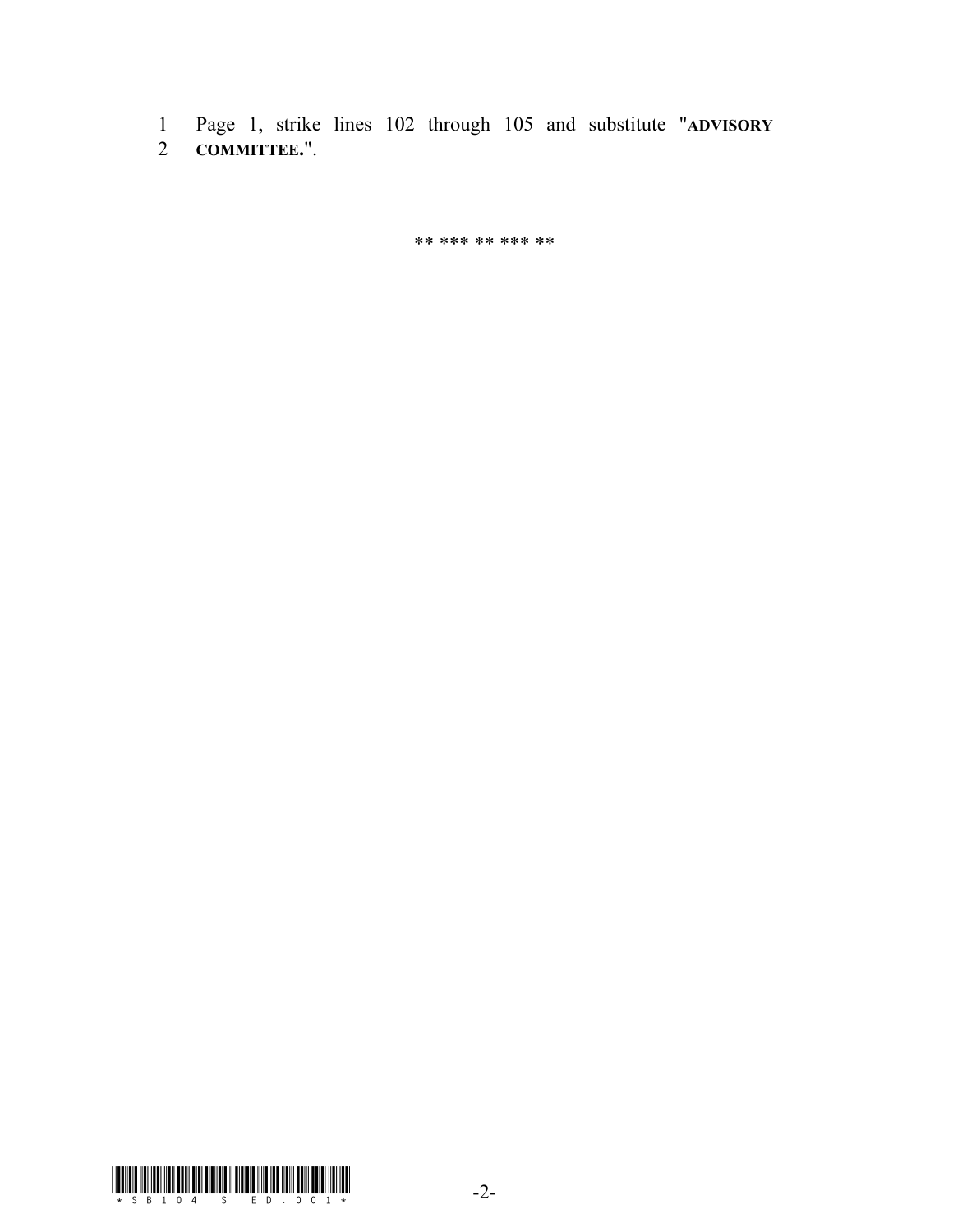1 Page 1, strike lines 102 through 105 and substitute "**ADVISORY**
2 **COMMITTEE.**".

** *** ** *** **